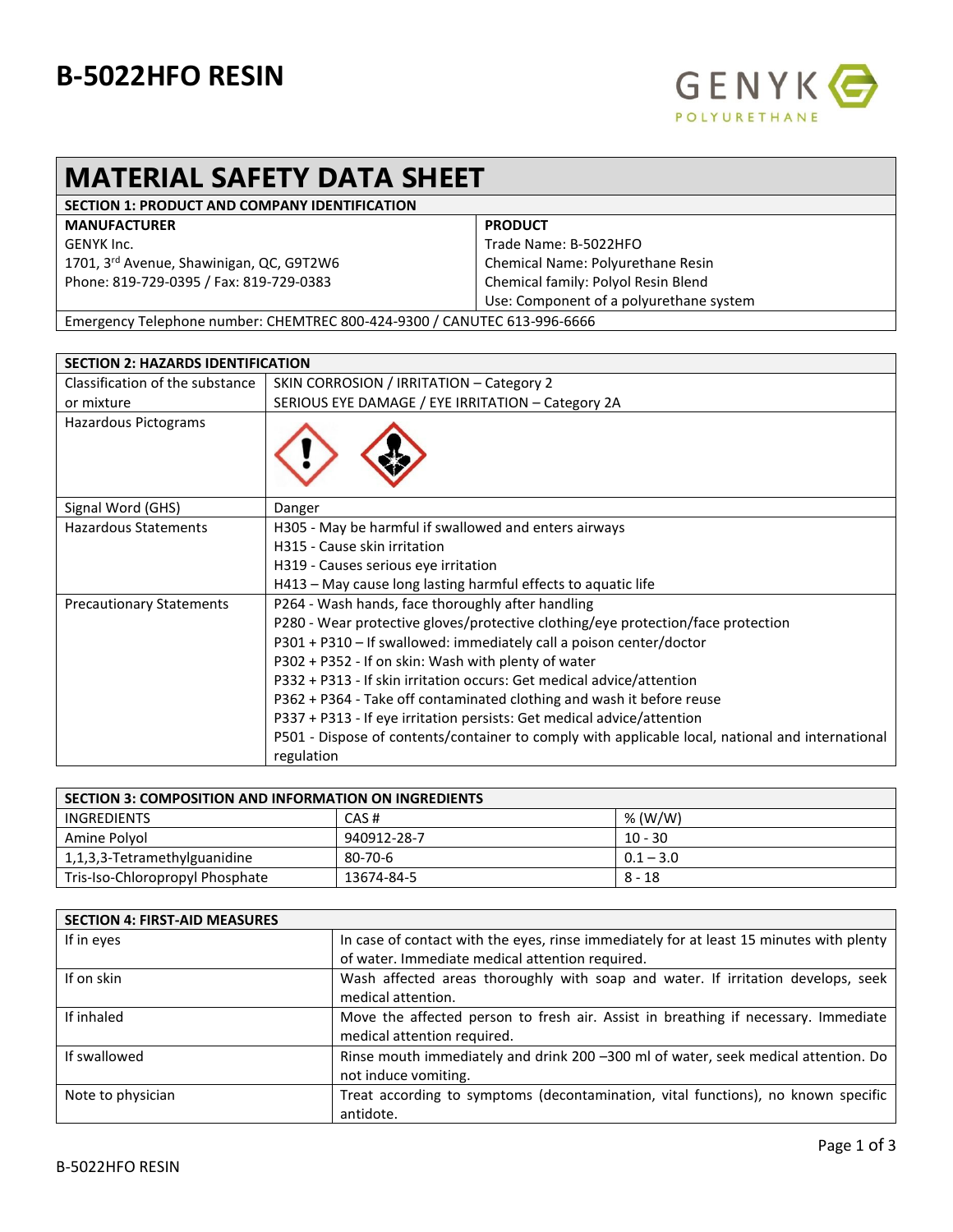# B-5022HFO RESIN

GENYK POLYURETHANE

## MATERIAL SAFETY DATA SHEET

### SECTION 1: PRODUCT AND COMPANY IDENTIFICATION

| MANUFACTURER | PRODUCT |
|---|---|
| GENYK Inc. | Trade Name: B-5022HFO |
| 1701, 3rd Avenue, Shawinigan, QC, G9T2W6 | Chemical Name: Polyurethane Resin |
| Phone: 819-729-0395 / Fax: 819-729-0383 | Chemical family: Polyol Resin Blend |
| | Use: Component of a polyurethane system |

Emergency Telephone number: CHEMTREC 800-424-9300 / CANUTEC 613-996-6666

### SECTION 2: HAZARDS IDENTIFICATION

| | |
|---|---|
| Classification of the substance or mixture | SKIN CORROSION / IRRITATION – Category 2<br>SERIOUS EYE DAMAGE / EYE IRRITATION – Category 2A |
| Hazardous Pictograms | |
| Signal Word (GHS) | Danger |
| Hazardous Statements | H305 - May be harmful if swallowed and enters airways<br>H315 - Cause skin irritation<br>H319 - Causes serious eye irritation<br>H413 – May cause long lasting harmful effects to aquatic life |
| Precautionary Statements | P264 - Wash hands, face thoroughly after handling<br>P280 - Wear protective gloves/protective clothing/eye protection/face protection<br>P301 + P310 – If swallowed: immediately call a poison center/doctor<br>P302 + P352 - If on skin: Wash with plenty of water<br>P332 + P313 - If skin irritation occurs: Get medical advice/attention<br>P362 + P364 - Take off contaminated clothing and wash it before reuse<br>P337 + P313 - If eye irritation persists: Get medical advice/attention<br>P501 - Dispose of contents/container to comply with applicable local, national and international regulation |

### SECTION 3: COMPOSITION AND INFORMATION ON INGREDIENTS

| INGREDIENTS | CAS # | % (W/W) |
|---|---|---|
| Amine Polyol | 940912-28-7 | 10 - 30 |
| 1,1,3,3-Tetramethylguanidine | 80-70-6 | 0.1 – 3.0 |
| Tris-Iso-Chloropropyl Phosphate | 13674-84-5 | 8 - 18 |

### SECTION 4: FIRST-AID MEASURES

| | |
|---|---|
| If in eyes | In case of contact with the eyes, rinse immediately for at least 15 minutes with plenty of water. Immediate medical attention required. |
| If on skin | Wash affected areas thoroughly with soap and water. If irritation develops, seek medical attention. |
| If inhaled | Move the affected person to fresh air. Assist in breathing if necessary. Immediate medical attention required. |
| If swallowed | Rinse mouth immediately and drink 200 –300 ml of water, seek medical attention. Do not induce vomiting. |
| Note to physician | Treat according to symptoms (decontamination, vital functions), no known specific antidote. |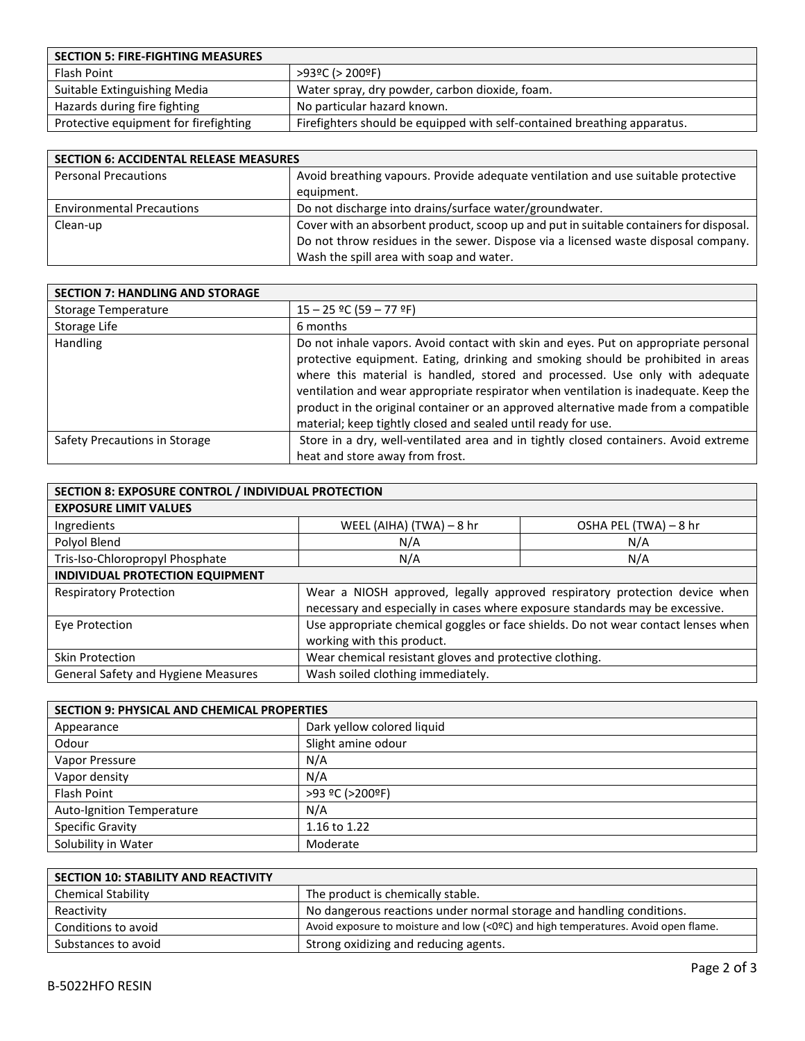| SECTION 5: FIRE-FIGHTING MEASURES | |
|---|---|
| Flash Point | >93ºC (> 200ºF) |
| Suitable Extinguishing Media | Water spray, dry powder, carbon dioxide, foam. |
| Hazards during fire fighting | No particular hazard known. |
| Protective equipment for firefighting | Firefighters should be equipped with self-contained breathing apparatus. |

| SECTION 6: ACCIDENTAL RELEASE MEASURES | |
|---|---|
| Personal Precautions | Avoid breathing vapours. Provide adequate ventilation and use suitable protective equipment. |
| Environmental Precautions | Do not discharge into drains/surface water/groundwater. |
| Clean-up | Cover with an absorbent product, scoop up and put in suitable containers for disposal. Do not throw residues in the sewer. Dispose via a licensed waste disposal company. Wash the spill area with soap and water. |

| SECTION 7: HANDLING AND STORAGE | |
|---|---|
| Storage Temperature | 15 – 25 ºC (59 – 77 ºF) |
| Storage Life | 6 months |
| Handling | Do not inhale vapors. Avoid contact with skin and eyes. Put on appropriate personal protective equipment. Eating, drinking and smoking should be prohibited in areas where this material is handled, stored and processed. Use only with adequate ventilation and wear appropriate respirator when ventilation is inadequate. Keep the product in the original container or an approved alternative made from a compatible material; keep tightly closed and sealed until ready for use. |
| Safety Precautions in Storage | Store in a dry, well-ventilated area and in tightly closed containers. Avoid extreme heat and store away from frost. |

| SECTION 8: EXPOSURE CONTROL / INDIVIDUAL PROTECTION | | |
|---|---|---|
| **EXPOSURE LIMIT VALUES** | | |
| Ingredients | WEEL (AIHA) (TWA) – 8 hr | OSHA PEL (TWA) – 8 hr |
| Polyol Blend | N/A | N/A |
| Tris-Iso-Chloropropyl Phosphate | N/A | N/A |
| **INDIVIDUAL PROTECTION EQUIPMENT** | | |
| Respiratory Protection | Wear a NIOSH approved, legally approved respiratory protection device when necessary and especially in cases where exposure standards may be excessive. | |
| Eye Protection | Use appropriate chemical goggles or face shields. Do not wear contact lenses when working with this product. | |
| Skin Protection | Wear chemical resistant gloves and protective clothing. | |
| General Safety and Hygiene Measures | Wash soiled clothing immediately. | |

| SECTION 9: PHYSICAL AND CHEMICAL PROPERTIES | |
|---|---|
| Appearance | Dark yellow colored liquid |
| Odour | Slight amine odour |
| Vapor Pressure | N/A |
| Vapor density | N/A |
| Flash Point | >93 ºC (>200ºF) |
| Auto-Ignition Temperature | N/A |
| Specific Gravity | 1.16 to 1.22 |
| Solubility in Water | Moderate |

| SECTION 10: STABILITY AND REACTIVITY | |
|---|---|
| Chemical Stability | The product is chemically stable. |
| Reactivity | No dangerous reactions under normal storage and handling conditions. |
| Conditions to avoid | Avoid exposure to moisture and low (<0ºC) and high temperatures. Avoid open flame. |
| Substances to avoid | Strong oxidizing and reducing agents. |

B-5022HFO RESIN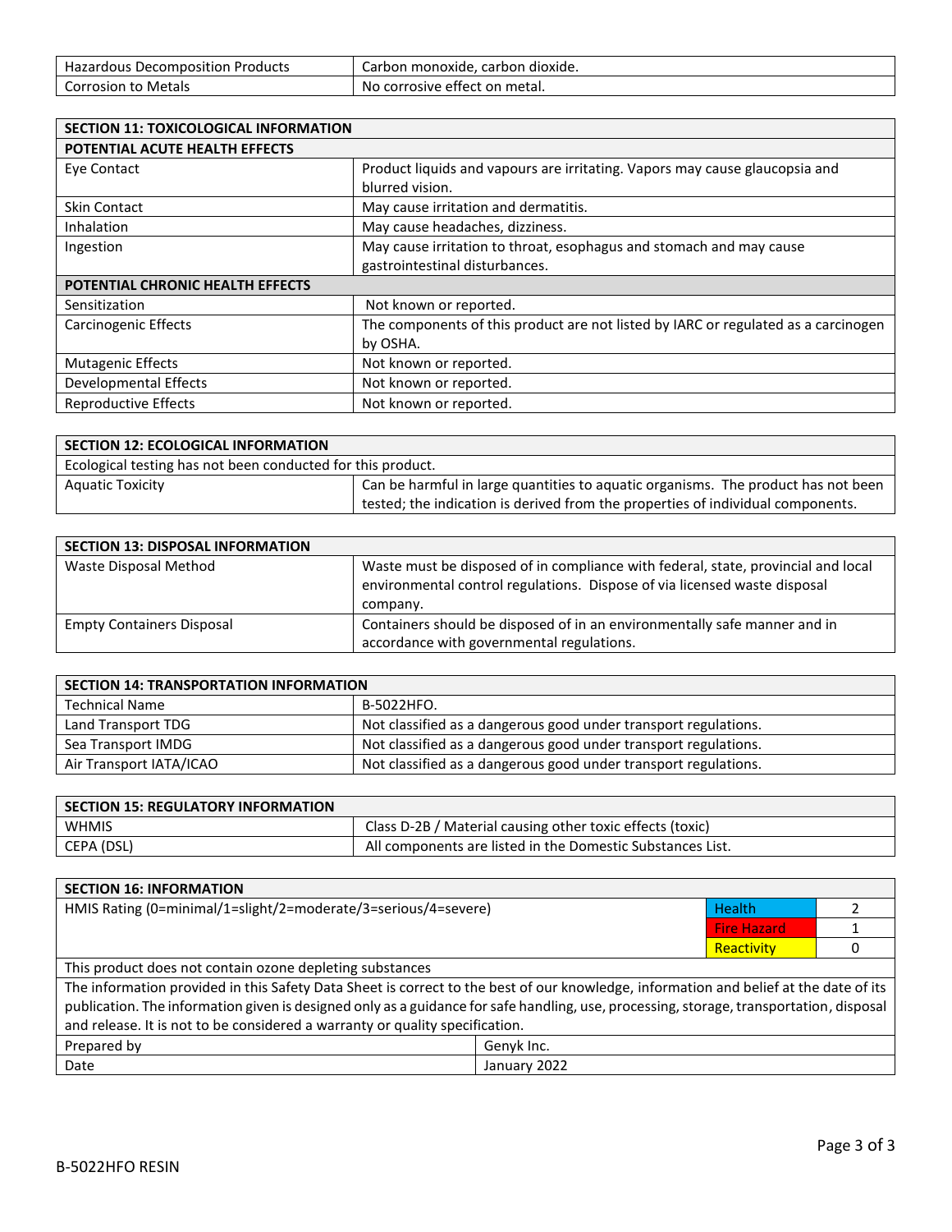| | |
|---|---|
| Hazardous Decomposition Products | Carbon monoxide, carbon dioxide. |
| Corrosion to Metals | No corrosive effect on metal. |

| SECTION 11: TOXICOLOGICAL INFORMATION | |
|---|---|
| **POTENTIAL ACUTE HEALTH EFFECTS** | |
| Eye Contact | Product liquids and vapours are irritating. Vapors may cause glaucopsia and blurred vision. |
| Skin Contact | May cause irritation and dermatitis. |
| Inhalation | May cause headaches, dizziness. |
| Ingestion | May cause irritation to throat, esophagus and stomach and may cause gastrointestinal disturbances. |
| **POTENTIAL CHRONIC HEALTH EFFECTS** | |
| Sensitization | Not known or reported. |
| Carcinogenic Effects | The components of this product are not listed by IARC or regulated as a carcinogen by OSHA. |
| Mutagenic Effects | Not known or reported. |
| Developmental Effects | Not known or reported. |
| Reproductive Effects | Not known or reported. |

| SECTION 12: ECOLOGICAL INFORMATION | |
|---|---|
| Ecological testing has not been conducted for this product. | |
| Aquatic Toxicity | Can be harmful in large quantities to aquatic organisms. The product has not been tested; the indication is derived from the properties of individual components. |

| SECTION 13: DISPOSAL INFORMATION | |
|---|---|
| Waste Disposal Method | Waste must be disposed of in compliance with federal, state, provincial and local environmental control regulations. Dispose of via licensed waste disposal company. |
| Empty Containers Disposal | Containers should be disposed of in an environmentally safe manner and in accordance with governmental regulations. |

| SECTION 14: TRANSPORTATION INFORMATION | |
|---|---|
| Technical Name | B-5022HFO. |
| Land Transport TDG | Not classified as a dangerous good under transport regulations. |
| Sea Transport IMDG | Not classified as a dangerous good under transport regulations. |
| Air Transport IATA/ICAO | Not classified as a dangerous good under transport regulations. |

| SECTION 15: REGULATORY INFORMATION | |
|---|---|
| WHMIS | Class D-2B / Material causing other toxic effects (toxic) |
| CEPA (DSL) | All components are listed in the Domestic Substances List. |

| SECTION 16: INFORMATION | | |
|---|---|---|
| HMIS Rating (0=minimal/1=slight/2=moderate/3=serious/4=severe) | Health | 2 |
| | Fire Hazard | 1 |
| | Reactivity | 0 |
| This product does not contain ozone depleting substances | | |
| The information provided in this Safety Data Sheet is correct to the best of our knowledge, information and belief at the date of its publication. The information given is designed only as a guidance for safe handling, use, processing, storage, transportation, disposal and release. It is not to be considered a warranty or quality specification. | | |
| Prepared by | Genyk Inc. | |
| Date | January 2022 | |

B-5022HFO RESIN